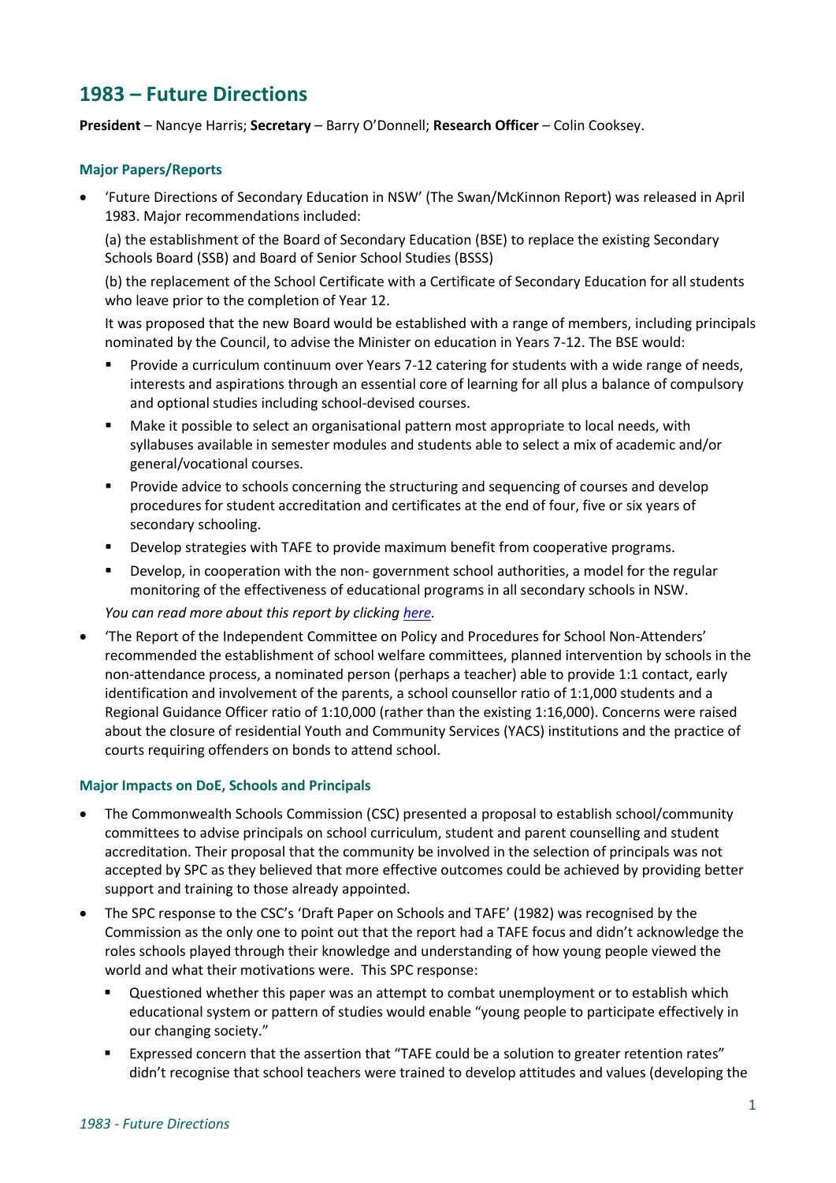# 1983 – Future Directions

**President** – Nancye Harris; **Secretary** – Barry O'Donnell; **Research Officer** – Colin Cooksey.

### Major Papers/Reports

- 'Future Directions of Secondary Education in NSW' (The Swan/McKinnon Report) was released in April 1983. Major recommendations included:

  (a) the establishment of the Board of Secondary Education (BSE) to replace the existing Secondary Schools Board (SSB) and Board of Senior School Studies (BSSS)

  (b) the replacement of the School Certificate with a Certificate of Secondary Education for all students who leave prior to the completion of Year 12.

  It was proposed that the new Board would be established with a range of members, including principals nominated by the Council, to advise the Minister on education in Years 7-12. The BSE would:

  - Provide a curriculum continuum over Years 7-12 catering for students with a wide range of needs, interests and aspirations through an essential core of learning for all plus a balance of compulsory and optional studies including school-devised courses.
  - Make it possible to select an organisational pattern most appropriate to local needs, with syllabuses available in semester modules and students able to select a mix of academic and/or general/vocational courses.
  - Provide advice to schools concerning the structuring and sequencing of courses and develop procedures for student accreditation and certificates at the end of four, five or six years of secondary schooling.
  - Develop strategies with TAFE to provide maximum benefit from cooperative programs.
  - Develop, in cooperation with the non- government school authorities, a model for the regular monitoring of the effectiveness of educational programs in all secondary schools in NSW.

  *You can read more about this report by clicking [here](#).*

- 'The Report of the Independent Committee on Policy and Procedures for School Non-Attenders' recommended the establishment of school welfare committees, planned intervention by schools in the non-attendance process, a nominated person (perhaps a teacher) able to provide 1:1 contact, early identification and involvement of the parents, a school counsellor ratio of 1:1,000 students and a Regional Guidance Officer ratio of 1:10,000 (rather than the existing 1:16,000). Concerns were raised about the closure of residential Youth and Community Services (YACS) institutions and the practice of courts requiring offenders on bonds to attend school.

### Major Impacts on DoE, Schools and Principals

- The Commonwealth Schools Commission (CSC) presented a proposal to establish school/community committees to advise principals on school curriculum, student and parent counselling and student accreditation. Their proposal that the community be involved in the selection of principals was not accepted by SPC as they believed that more effective outcomes could be achieved by providing better support and training to those already appointed.
- The SPC response to the CSC's 'Draft Paper on Schools and TAFE' (1982) was recognised by the Commission as the only one to point out that the report had a TAFE focus and didn't acknowledge the roles schools played through their knowledge and understanding of how young people viewed the world and what their motivations were. This SPC response:
  - Questioned whether this paper was an attempt to combat unemployment or to establish which educational system or pattern of studies would enable "young people to participate effectively in our changing society."
  - Expressed concern that the assertion that "TAFE could be a solution to greater retention rates" didn't recognise that school teachers were trained to develop attitudes and values (developing the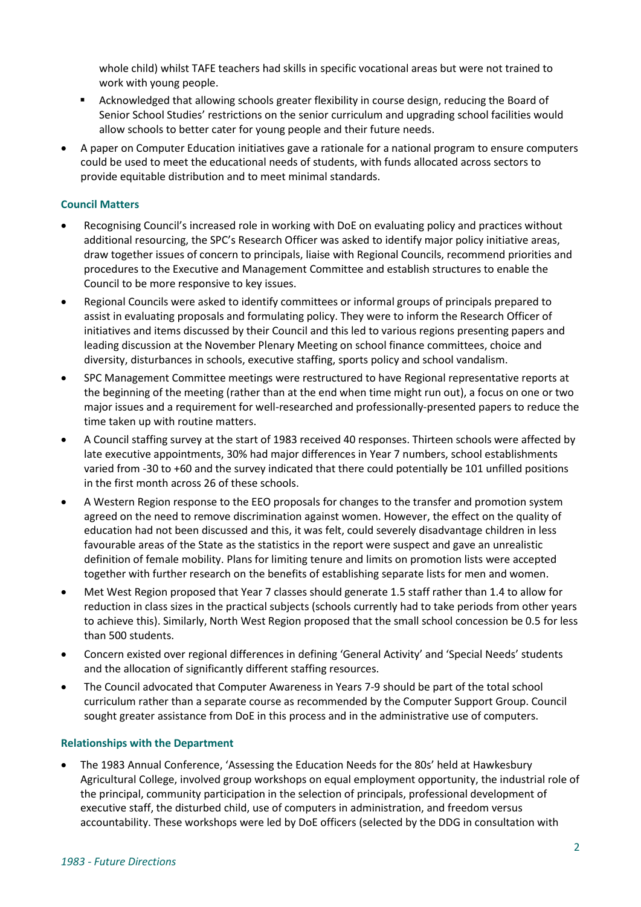whole child) whilst TAFE teachers had skills in specific vocational areas but were not trained to work with young people.

    - Acknowledged that allowing schools greater flexibility in course design, reducing the Board of Senior School Studies' restrictions on the senior curriculum and upgrading school facilities would allow schools to better cater for young people and their future needs.

- A paper on Computer Education initiatives gave a rationale for a national program to ensure computers could be used to meet the educational needs of students, with funds allocated across sectors to provide equitable distribution and to meet minimal standards.

### Council Matters

- Recognising Council's increased role in working with DoE on evaluating policy and practices without additional resourcing, the SPC's Research Officer was asked to identify major policy initiative areas, draw together issues of concern to principals, liaise with Regional Councils, recommend priorities and procedures to the Executive and Management Committee and establish structures to enable the Council to be more responsive to key issues.
- Regional Councils were asked to identify committees or informal groups of principals prepared to assist in evaluating proposals and formulating policy. They were to inform the Research Officer of initiatives and items discussed by their Council and this led to various regions presenting papers and leading discussion at the November Plenary Meeting on school finance committees, choice and diversity, disturbances in schools, executive staffing, sports policy and school vandalism.
- SPC Management Committee meetings were restructured to have Regional representative reports at the beginning of the meeting (rather than at the end when time might run out), a focus on one or two major issues and a requirement for well-researched and professionally-presented papers to reduce the time taken up with routine matters.
- A Council staffing survey at the start of 1983 received 40 responses. Thirteen schools were affected by late executive appointments, 30% had major differences in Year 7 numbers, school establishments varied from -30 to +60 and the survey indicated that there could potentially be 101 unfilled positions in the first month across 26 of these schools.
- A Western Region response to the EEO proposals for changes to the transfer and promotion system agreed on the need to remove discrimination against women. However, the effect on the quality of education had not been discussed and this, it was felt, could severely disadvantage children in less favourable areas of the State as the statistics in the report were suspect and gave an unrealistic definition of female mobility. Plans for limiting tenure and limits on promotion lists were accepted together with further research on the benefits of establishing separate lists for men and women.
- Met West Region proposed that Year 7 classes should generate 1.5 staff rather than 1.4 to allow for reduction in class sizes in the practical subjects (schools currently had to take periods from other years to achieve this). Similarly, North West Region proposed that the small school concession be 0.5 for less than 500 students.
- Concern existed over regional differences in defining 'General Activity' and 'Special Needs' students and the allocation of significantly different staffing resources.
- The Council advocated that Computer Awareness in Years 7-9 should be part of the total school curriculum rather than a separate course as recommended by the Computer Support Group. Council sought greater assistance from DoE in this process and in the administrative use of computers.

### Relationships with the Department

- The 1983 Annual Conference, 'Assessing the Education Needs for the 80s' held at Hawkesbury Agricultural College, involved group workshops on equal employment opportunity, the industrial role of the principal, community participation in the selection of principals, professional development of executive staff, the disturbed child, use of computers in administration, and freedom versus accountability. These workshops were led by DoE officers (selected by the DDG in consultation with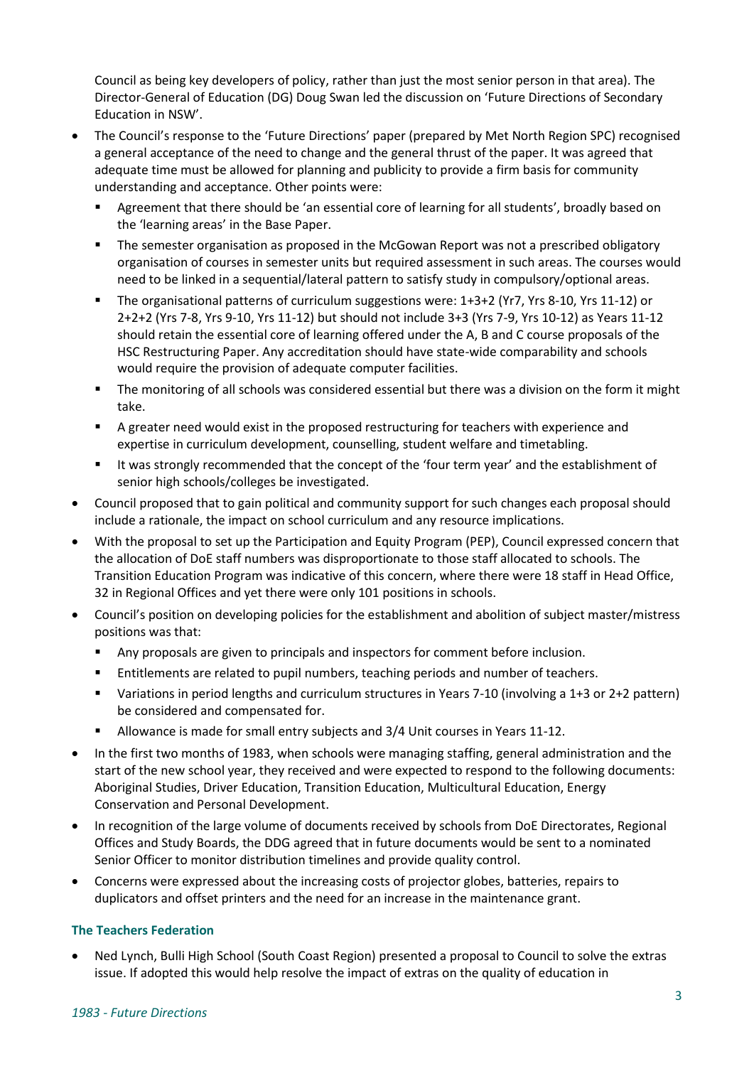Council as being key developers of policy, rather than just the most senior person in that area). The Director-General of Education (DG) Doug Swan led the discussion on 'Future Directions of Secondary Education in NSW'.

- The Council's response to the 'Future Directions' paper (prepared by Met North Region SPC) recognised a general acceptance of the need to change and the general thrust of the paper. It was agreed that adequate time must be allowed for planning and publicity to provide a firm basis for community understanding and acceptance. Other points were:
  - Agreement that there should be 'an essential core of learning for all students', broadly based on the 'learning areas' in the Base Paper.
  - The semester organisation as proposed in the McGowan Report was not a prescribed obligatory organisation of courses in semester units but required assessment in such areas. The courses would need to be linked in a sequential/lateral pattern to satisfy study in compulsory/optional areas.
  - The organisational patterns of curriculum suggestions were: 1+3+2 (Yr7, Yrs 8-10, Yrs 11-12) or 2+2+2 (Yrs 7-8, Yrs 9-10, Yrs 11-12) but should not include 3+3 (Yrs 7-9, Yrs 10-12) as Years 11-12 should retain the essential core of learning offered under the A, B and C course proposals of the HSC Restructuring Paper. Any accreditation should have state-wide comparability and schools would require the provision of adequate computer facilities.
  - The monitoring of all schools was considered essential but there was a division on the form it might take.
  - A greater need would exist in the proposed restructuring for teachers with experience and expertise in curriculum development, counselling, student welfare and timetabling.
  - It was strongly recommended that the concept of the 'four term year' and the establishment of senior high schools/colleges be investigated.
- Council proposed that to gain political and community support for such changes each proposal should include a rationale, the impact on school curriculum and any resource implications.
- With the proposal to set up the Participation and Equity Program (PEP), Council expressed concern that the allocation of DoE staff numbers was disproportionate to those staff allocated to schools. The Transition Education Program was indicative of this concern, where there were 18 staff in Head Office, 32 in Regional Offices and yet there were only 101 positions in schools.
- Council's position on developing policies for the establishment and abolition of subject master/mistress positions was that:
  - Any proposals are given to principals and inspectors for comment before inclusion.
  - Entitlements are related to pupil numbers, teaching periods and number of teachers.
  - Variations in period lengths and curriculum structures in Years 7-10 (involving a 1+3 or 2+2 pattern) be considered and compensated for.
  - Allowance is made for small entry subjects and 3/4 Unit courses in Years 11-12.
- In the first two months of 1983, when schools were managing staffing, general administration and the start of the new school year, they received and were expected to respond to the following documents: Aboriginal Studies, Driver Education, Transition Education, Multicultural Education, Energy Conservation and Personal Development.
- In recognition of the large volume of documents received by schools from DoE Directorates, Regional Offices and Study Boards, the DDG agreed that in future documents would be sent to a nominated Senior Officer to monitor distribution timelines and provide quality control.
- Concerns were expressed about the increasing costs of projector globes, batteries, repairs to duplicators and offset printers and the need for an increase in the maintenance grant.

### The Teachers Federation

- Ned Lynch, Bulli High School (South Coast Region) presented a proposal to Council to solve the extras issue. If adopted this would help resolve the impact of extras on the quality of education in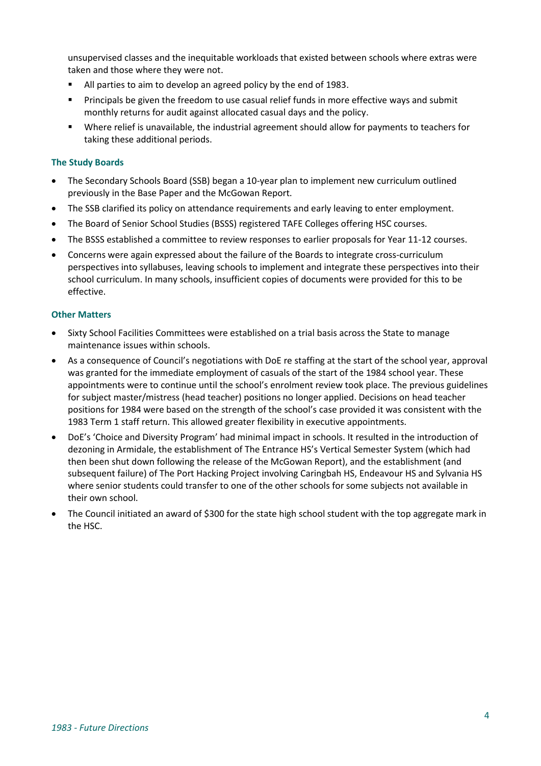unsupervised classes and the inequitable workloads that existed between schools where extras were taken and those where they were not.

- All parties to aim to develop an agreed policy by the end of 1983.
- Principals be given the freedom to use casual relief funds in more effective ways and submit monthly returns for audit against allocated casual days and the policy.
- Where relief is unavailable, the industrial agreement should allow for payments to teachers for taking these additional periods.

### The Study Boards

- The Secondary Schools Board (SSB) began a 10-year plan to implement new curriculum outlined previously in the Base Paper and the McGowan Report.
- The SSB clarified its policy on attendance requirements and early leaving to enter employment.
- The Board of Senior School Studies (BSSS) registered TAFE Colleges offering HSC courses.
- The BSSS established a committee to review responses to earlier proposals for Year 11-12 courses.
- Concerns were again expressed about the failure of the Boards to integrate cross-curriculum perspectives into syllabuses, leaving schools to implement and integrate these perspectives into their school curriculum. In many schools, insufficient copies of documents were provided for this to be effective.

### Other Matters

- Sixty School Facilities Committees were established on a trial basis across the State to manage maintenance issues within schools.
- As a consequence of Council's negotiations with DoE re staffing at the start of the school year, approval was granted for the immediate employment of casuals of the start of the 1984 school year. These appointments were to continue until the school's enrolment review took place. The previous guidelines for subject master/mistress (head teacher) positions no longer applied. Decisions on head teacher positions for 1984 were based on the strength of the school's case provided it was consistent with the 1983 Term 1 staff return. This allowed greater flexibility in executive appointments.
- DoE's 'Choice and Diversity Program' had minimal impact in schools. It resulted in the introduction of dezoning in Armidale, the establishment of The Entrance HS's Vertical Semester System (which had then been shut down following the release of the McGowan Report), and the establishment (and subsequent failure) of The Port Hacking Project involving Caringbah HS, Endeavour HS and Sylvania HS where senior students could transfer to one of the other schools for some subjects not available in their own school.
- The Council initiated an award of $300 for the state high school student with the top aggregate mark in the HSC.